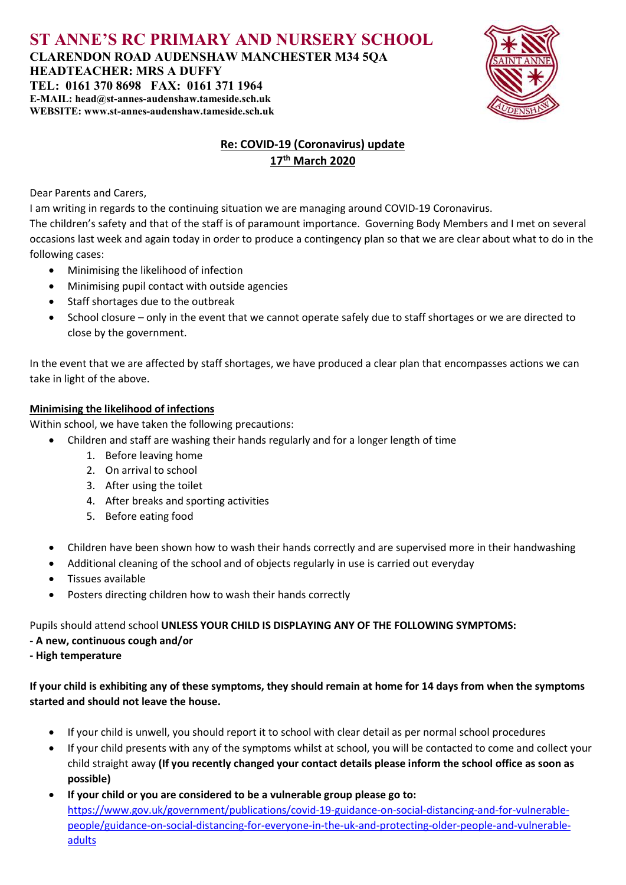# ST ANNE'S RC PRIMARY AND NURSERY SCHOOL

**CLARENDON ROAD AUDENSHAW MANCHESTER M34 5QA**
**HEADTEACHER: MRS A DUFFY**
**TEL: 0161 370 8698 FAX: 0161 371 1964**
**E-MAIL: head@st-annes-audenshaw.tameside.sch.uk**
**WEBSITE: www.st-annes-audenshaw.tameside.sch.uk**

**Re: COVID-19 (Coronavirus) update**
**17th March 2020**

Dear Parents and Carers,

I am writing in regards to the continuing situation we are managing around COVID-19 Coronavirus.

The children's safety and that of the staff is of paramount importance. Governing Body Members and I met on several occasions last week and again today in order to produce a contingency plan so that we are clear about what to do in the following cases:

- Minimising the likelihood of infection
- Minimising pupil contact with outside agencies
- Staff shortages due to the outbreak
- School closure – only in the event that we cannot operate safely due to staff shortages or we are directed to close by the government.

In the event that we are affected by staff shortages, we have produced a clear plan that encompasses actions we can take in light of the above.

**Minimising the likelihood of infections**

Within school, we have taken the following precautions:

- Children and staff are washing their hands regularly and for a longer length of time
    1. Before leaving home
    2. On arrival to school
    3. After using the toilet
    4. After breaks and sporting activities
    5. Before eating food

- Children have been shown how to wash their hands correctly and are supervised more in their handwashing
- Additional cleaning of the school and of objects regularly in use is carried out everyday
- Tissues available
- Posters directing children how to wash their hands correctly

Pupils should attend school **UNLESS YOUR CHILD IS DISPLAYING ANY OF THE FOLLOWING SYMPTOMS:**
**- A new, continuous cough and/or**
**- High temperature**

**If your child is exhibiting any of these symptoms, they should remain at home for 14 days from when the symptoms started and should not leave the house.**

- If your child is unwell, you should report it to school with clear detail as per normal school procedures
- If your child presents with any of the symptoms whilst at school, you will be contacted to come and collect your child straight away **(If you recently changed your contact details please inform the school office as soon as possible)**
- **If your child or you are considered to be a vulnerable group please go to:** https://www.gov.uk/government/publications/covid-19-guidance-on-social-distancing-and-for-vulnerable-people/guidance-on-social-distancing-for-everyone-in-the-uk-and-protecting-older-people-and-vulnerable-adults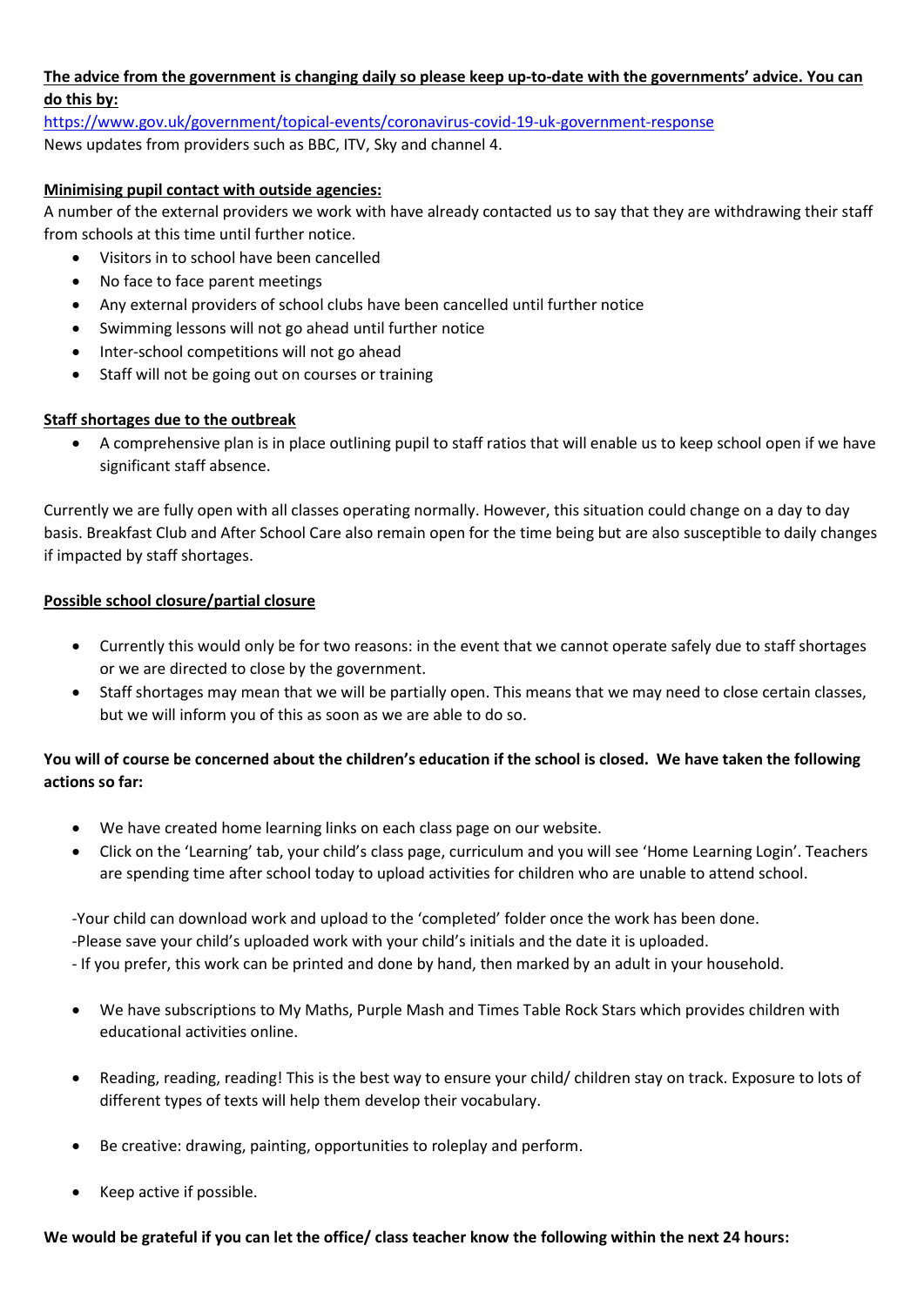**<u>The advice from the government is changing daily so please keep up-to-date with the governments' advice. You can do this by:</u>**

https://www.gov.uk/government/topical-events/coronavirus-covid-19-uk-government-response

News updates from providers such as BBC, ITV, Sky and channel 4.

**<u>Minimising pupil contact with outside agencies:</u>**

A number of the external providers we work with have already contacted us to say that they are withdrawing their staff from schools at this time until further notice.

- Visitors in to school have been cancelled
- No face to face parent meetings
- Any external providers of school clubs have been cancelled until further notice
- Swimming lessons will not go ahead until further notice
- Inter-school competitions will not go ahead
- Staff will not be going out on courses or training

**<u>Staff shortages due to the outbreak</u>**

- A comprehensive plan is in place outlining pupil to staff ratios that will enable us to keep school open if we have significant staff absence.

Currently we are fully open with all classes operating normally. However, this situation could change on a day to day basis. Breakfast Club and After School Care also remain open for the time being but are also susceptible to daily changes if impacted by staff shortages.

**<u>Possible school closure/partial closure</u>**

- Currently this would only be for two reasons: in the event that we cannot operate safely due to staff shortages or we are directed to close by the government.
- Staff shortages may mean that we will be partially open. This means that we may need to close certain classes, but we will inform you of this as soon as we are able to do so.

**You will of course be concerned about the children's education if the school is closed. We have taken the following actions so far:**

- We have created home learning links on each class page on our website.
- Click on the 'Learning' tab, your child's class page, curriculum and you will see 'Home Learning Login'. Teachers are spending time after school today to upload activities for children who are unable to attend school.

-Your child can download work and upload to the 'completed' folder once the work has been done.
-Please save your child's uploaded work with your child's initials and the date it is uploaded.
- If you prefer, this work can be printed and done by hand, then marked by an adult in your household.

- We have subscriptions to My Maths, Purple Mash and Times Table Rock Stars which provides children with educational activities online.

- Reading, reading, reading! This is the best way to ensure your child/ children stay on track. Exposure to lots of different types of texts will help them develop their vocabulary.

- Be creative: drawing, painting, opportunities to roleplay and perform.

- Keep active if possible.

**We would be grateful if you can let the office/ class teacher know the following within the next 24 hours:**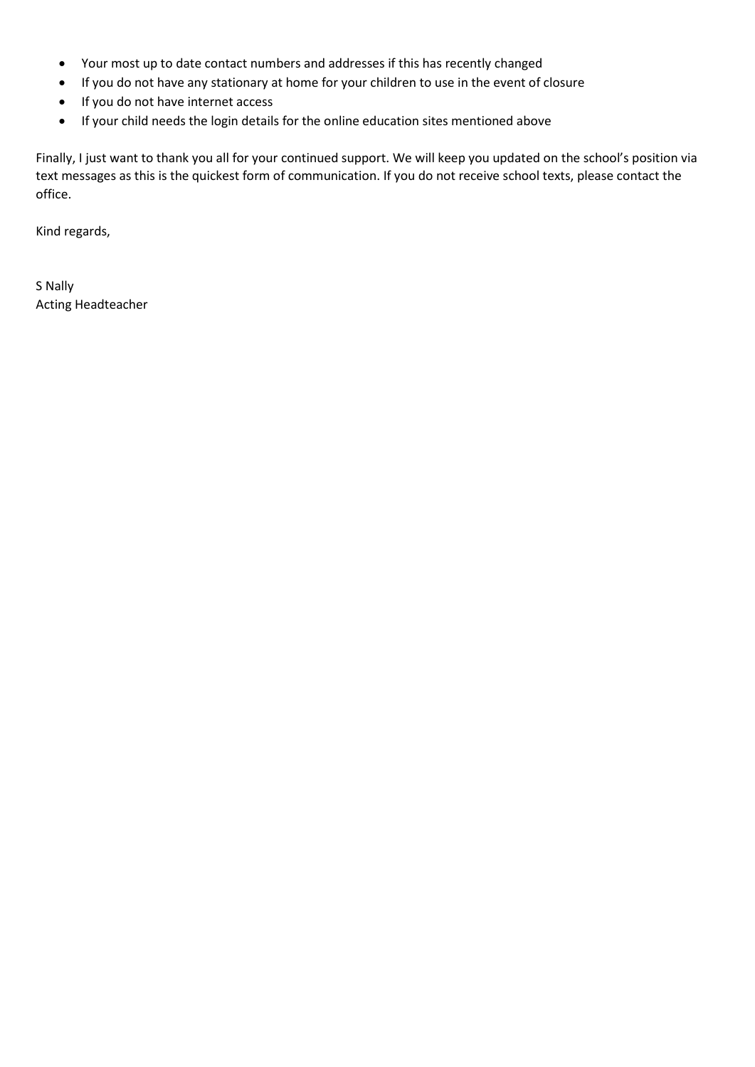- Your most up to date contact numbers and addresses if this has recently changed
- If you do not have any stationary at home for your children to use in the event of closure
- If you do not have internet access
- If your child needs the login details for the online education sites mentioned above

Finally, I just want to thank you all for your continued support. We will keep you updated on the school's position via text messages as this is the quickest form of communication. If you do not receive school texts, please contact the office.

Kind regards,

S Nally
Acting Headteacher